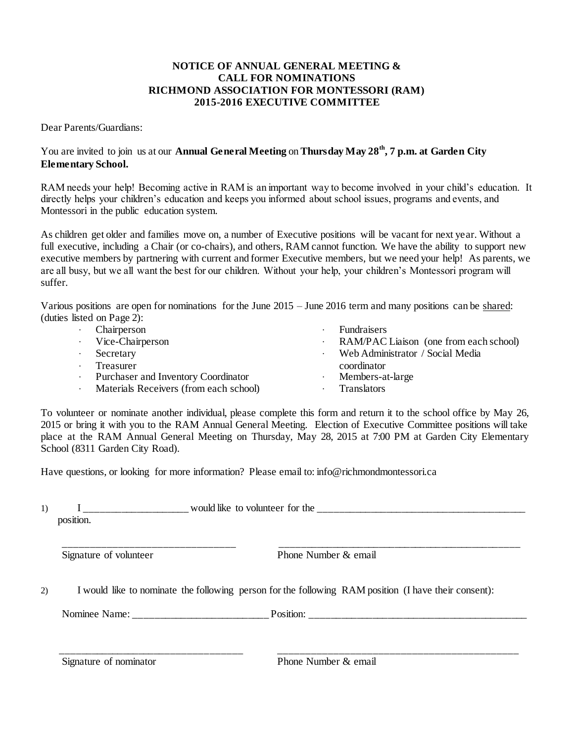**NOTICE OF ANNUAL GENERAL MEETING &**
**CALL FOR NOMINATIONS**
**RICHMOND ASSOCIATION FOR MONTESSORI (RAM)**
**2015-2016 EXECUTIVE COMMITTEE**

Dear Parents/Guardians:

You are invited to join us at our **Annual General Meeting** on **Thursday May 28th, 7 p.m. at Garden City Elementary School.**

RAM needs your help! Becoming active in RAM is an important way to become involved in your child's education. It directly helps your children's education and keeps you informed about school issues, programs and events, and Montessori in the public education system.

As children get older and families move on, a number of Executive positions will be vacant for next year. Without a full executive, including a Chair (or co-chairs), and others, RAM cannot function. We have the ability to support new executive members by partnering with current and former Executive members, but we need your help! As parents, we are all busy, but we all want the best for our children. Without your help, your children's Montessori program will suffer.

Various positions are open for nominations for the June 2015 – June 2016 term and many positions can be shared: (duties listed on Page 2):

- Chairperson
- Vice-Chairperson
- Secretary
- Treasurer
- Purchaser and Inventory Coordinator
- Materials Receivers (from each school)
- Fundraisers
- RAM/PAC Liaison (one from each school)
- Web Administrator / Social Media coordinator
- Members-at-large
- Translators

To volunteer or nominate another individual, please complete this form and return it to the school office by May 26, 2015 or bring it with you to the RAM Annual General Meeting. Election of Executive Committee positions will take place at the RAM Annual General Meeting on Thursday, May 28, 2015 at 7:00 PM at Garden City Elementary School (8311 Garden City Road).

Have questions, or looking for more information? Please email to: info@richmondmontessori.ca

1) I ____________________ would like to volunteer for the ________________________________________ position.

_________________________________ _______________________________________________

Signature of volunteer Phone Number & email

2) I would like to nominate the following person for the following RAM position (I have their consent):

Nominee Name: __________________________ Position: ___________________________________________

___________________________________ _______________________________________________

Signature of nominator Phone Number & email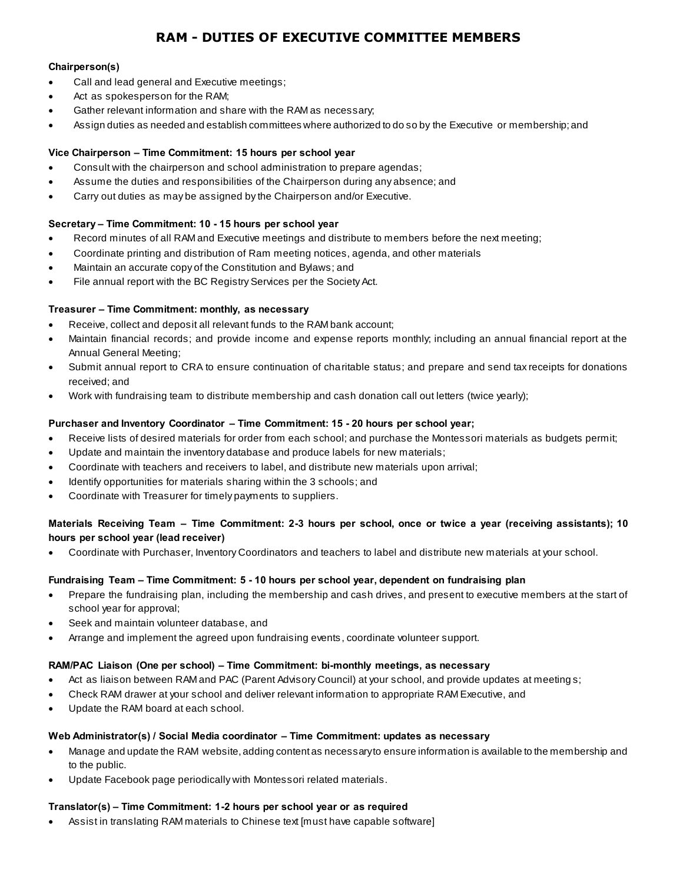# RAM - DUTIES OF EXECUTIVE COMMITTEE MEMBERS

**Chairperson(s)**

- Call and lead general and Executive meetings;
- Act as spokesperson for the RAM;
- Gather relevant information and share with the RAM as necessary;
- Assign duties as needed and establish committees where authorized to do so by the Executive or membership; and

**Vice Chairperson – Time Commitment: 15 hours per school year**

- Consult with the chairperson and school administration to prepare agendas;
- Assume the duties and responsibilities of the Chairperson during any absence; and
- Carry out duties as may be assigned by the Chairperson and/or Executive.

**Secretary – Time Commitment: 10 - 15 hours per school year**

- Record minutes of all RAM and Executive meetings and distribute to members before the next meeting;
- Coordinate printing and distribution of Ram meeting notices, agenda, and other materials
- Maintain an accurate copy of the Constitution and Bylaws; and
- File annual report with the BC Registry Services per the Society Act.

**Treasurer – Time Commitment: monthly, as necessary**

- Receive, collect and deposit all relevant funds to the RAM bank account;
- Maintain financial records; and provide income and expense reports monthly; including an annual financial report at the Annual General Meeting;
- Submit annual report to CRA to ensure continuation of charitable status; and prepare and send tax receipts for donations received; and
- Work with fundraising team to distribute membership and cash donation call out letters (twice yearly);

**Purchaser and Inventory Coordinator – Time Commitment: 15 - 20 hours per school year;**

- Receive lists of desired materials for order from each school; and purchase the Montessori materials as budgets permit;
- Update and maintain the inventory database and produce labels for new materials;
- Coordinate with teachers and receivers to label, and distribute new materials upon arrival;
- Identify opportunities for materials sharing within the 3 schools; and
- Coordinate with Treasurer for timely payments to suppliers.

**Materials Receiving Team – Time Commitment: 2-3 hours per school, once or twice a year (receiving assistants); 10 hours per school year (lead receiver)**

- Coordinate with Purchaser, Inventory Coordinators and teachers to label and distribute new materials at your school.

**Fundraising Team – Time Commitment: 5 - 10 hours per school year, dependent on fundraising plan**

- Prepare the fundraising plan, including the membership and cash drives, and present to executive members at the start of school year for approval;
- Seek and maintain volunteer database, and
- Arrange and implement the agreed upon fundraising events, coordinate volunteer support.

**RAM/PAC Liaison (One per school) – Time Commitment: bi-monthly meetings, as necessary**

- Act as liaison between RAM and PAC (Parent Advisory Council) at your school, and provide updates at meetings;
- Check RAM drawer at your school and deliver relevant information to appropriate RAM Executive, and
- Update the RAM board at each school.

**Web Administrator(s) / Social Media coordinator – Time Commitment: updates as necessary**

- Manage and update the RAM website, adding content as necessary to ensure information is available to the membership and to the public.
- Update Facebook page periodically with Montessori related materials.

**Translator(s) – Time Commitment: 1-2 hours per school year or as required**

- Assist in translating RAM materials to Chinese text [must have capable software]